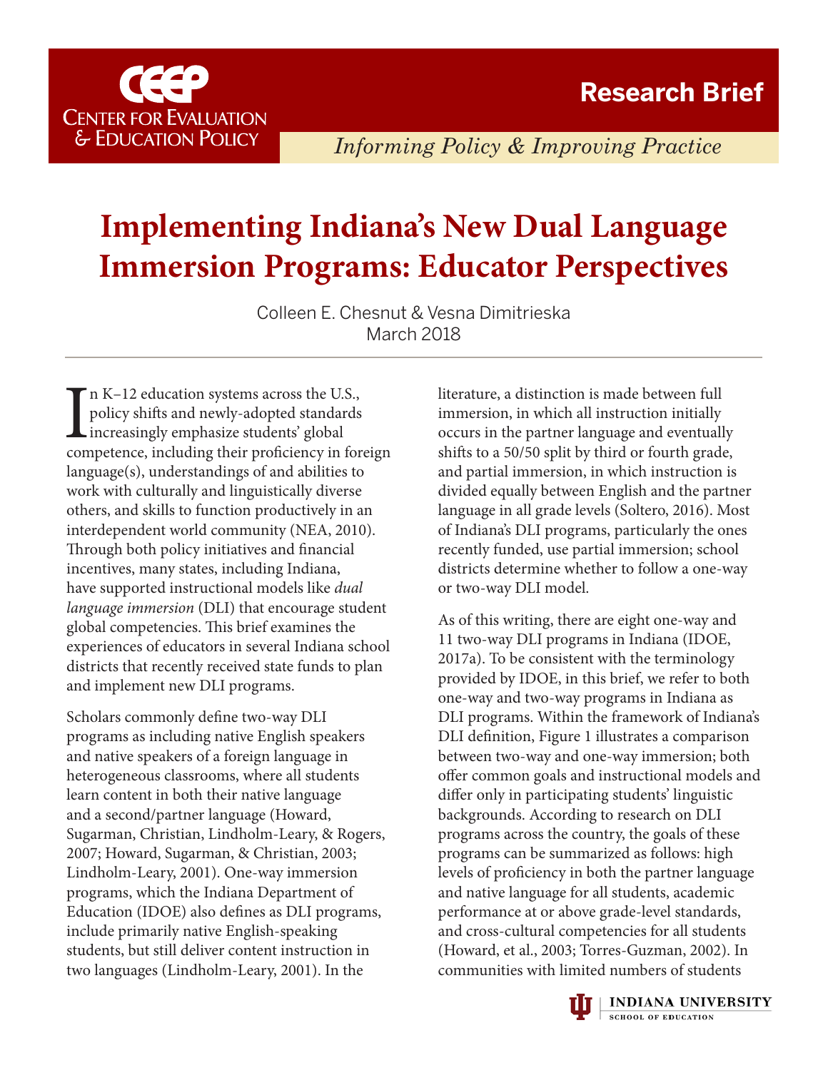# Research Brief

CEEP
Center for Evaluation & Education Policy

*Informing Policy & Improving Practice*

# Implementing Indiana's New Dual Language Immersion Programs: Educator Perspectives

Colleen E. Chesnut & Vesna Dimitrieska
March 2018

In K–12 education systems across the U.S., policy shifts and newly-adopted standards increasingly emphasize students' global competence, including their proficiency in foreign language(s), understandings of and abilities to work with culturally and linguistically diverse others, and skills to function productively in an interdependent world community (NEA, 2010). Through both policy initiatives and financial incentives, many states, including Indiana, have supported instructional models like *dual language immersion* (DLI) that encourage student global competencies. This brief examines the experiences of educators in several Indiana school districts that recently received state funds to plan and implement new DLI programs.

Scholars commonly define two-way DLI programs as including native English speakers and native speakers of a foreign language in heterogeneous classrooms, where all students learn content in both their native language and a second/partner language (Howard, Sugarman, Christian, Lindholm-Leary, & Rogers, 2007; Howard, Sugarman, & Christian, 2003; Lindholm-Leary, 2001). One-way immersion programs, which the Indiana Department of Education (IDOE) also defines as DLI programs, include primarily native English-speaking students, but still deliver content instruction in two languages (Lindholm-Leary, 2001). In the literature, a distinction is made between full immersion, in which all instruction initially occurs in the partner language and eventually shifts to a 50/50 split by third or fourth grade, and partial immersion, in which instruction is divided equally between English and the partner language in all grade levels (Soltero, 2016). Most of Indiana's DLI programs, particularly the ones recently funded, use partial immersion; school districts determine whether to follow a one-way or two-way DLI model.

As of this writing, there are eight one-way and 11 two-way DLI programs in Indiana (IDOE, 2017a). To be consistent with the terminology provided by IDOE, in this brief, we refer to both one-way and two-way programs in Indiana as DLI programs. Within the framework of Indiana's DLI definition, Figure 1 illustrates a comparison between two-way and one-way immersion; both offer common goals and instructional models and differ only in participating students' linguistic backgrounds. According to research on DLI programs across the country, the goals of these programs can be summarized as follows: high levels of proficiency in both the partner language and native language for all students, academic performance at or above grade-level standards, and cross-cultural competencies for all students (Howard, et al., 2003; Torres-Guzman, 2002). In communities with limited numbers of students

INDIANA UNIVERSITY
SCHOOL OF EDUCATION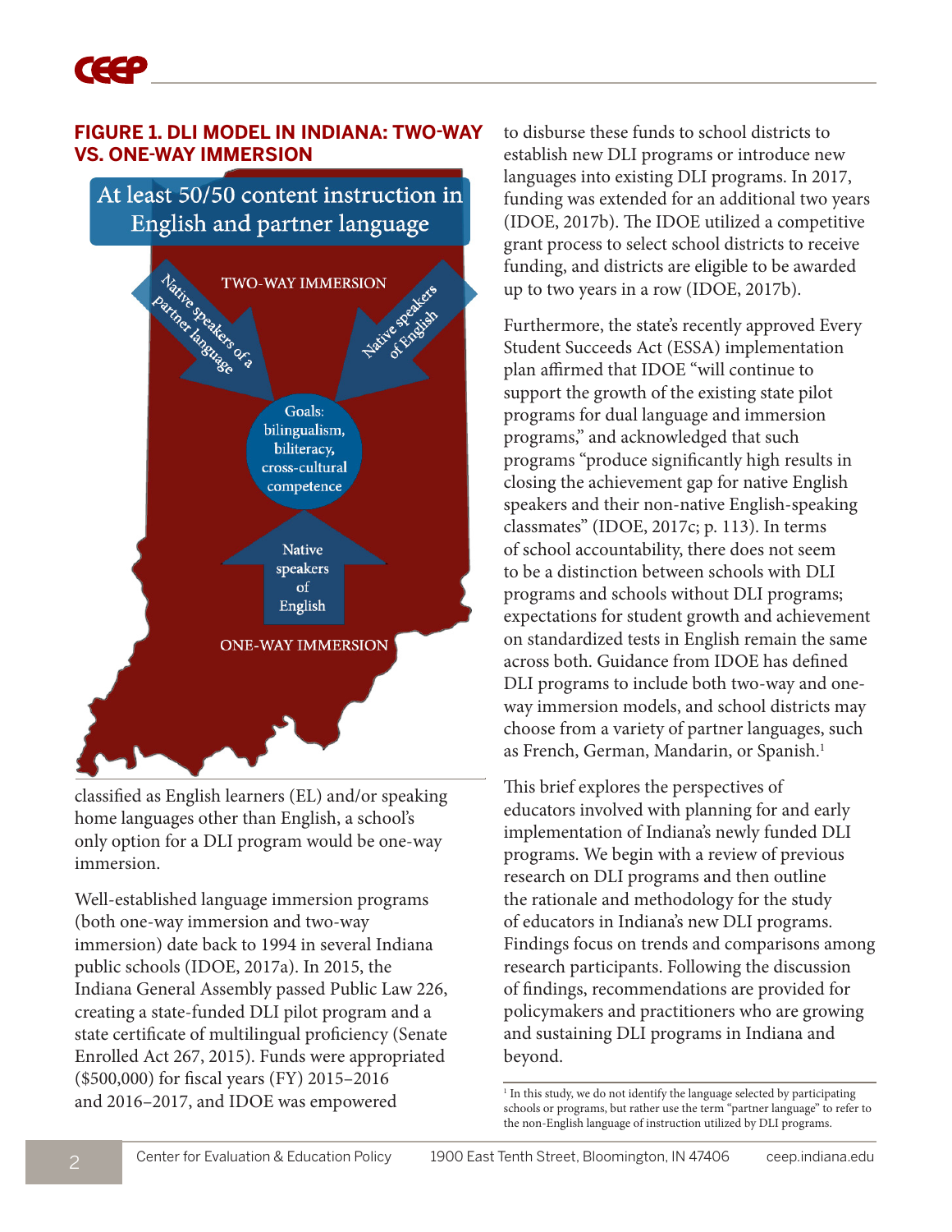## FIGURE 1. DLI MODEL IN INDIANA: TWO-WAY VS. ONE-WAY IMMERSION

At least 50/50 content instruction in English and partner language

TWO-WAY IMMERSION

Native speakers of a partner language

Native speakers of English

Goals: bilingualism, biliteracy, cross-cultural competence

Native speakers of English

ONE-WAY IMMERSION

classified as English learners (EL) and/or speaking home languages other than English, a school's only option for a DLI program would be one-way immersion.

Well-established language immersion programs (both one-way immersion and two-way immersion) date back to 1994 in several Indiana public schools (IDOE, 2017a). In 2015, the Indiana General Assembly passed Public Law 226, creating a state-funded DLI pilot program and a state certificate of multilingual proficiency (Senate Enrolled Act 267, 2015). Funds were appropriated ($500,000) for fiscal years (FY) 2015–2016 and 2016–2017, and IDOE was empowered to disburse these funds to school districts to establish new DLI programs or introduce new languages into existing DLI programs. In 2017, funding was extended for an additional two years (IDOE, 2017b). The IDOE utilized a competitive grant process to select school districts to receive funding, and districts are eligible to be awarded up to two years in a row (IDOE, 2017b).

Furthermore, the state's recently approved Every Student Succeeds Act (ESSA) implementation plan affirmed that IDOE "will continue to support the growth of the existing state pilot programs for dual language and immersion programs," and acknowledged that such programs "produce significantly high results in closing the achievement gap for native English speakers and their non-native English-speaking classmates" (IDOE, 2017c; p. 113). In terms of school accountability, there does not seem to be a distinction between schools with DLI programs and schools without DLI programs; expectations for student growth and achievement on standardized tests in English remain the same across both. Guidance from IDOE has defined DLI programs to include both two-way and one-way immersion models, and school districts may choose from a variety of partner languages, such as French, German, Mandarin, or Spanish.[1]

This brief explores the perspectives of educators involved with planning for and early implementation of Indiana's newly funded DLI programs. We begin with a review of previous research on DLI programs and then outline the rationale and methodology for the study of educators in Indiana's new DLI programs. Findings focus on trends and comparisons among research participants. Following the discussion of findings, recommendations are provided for policymakers and practitioners who are growing and sustaining DLI programs in Indiana and beyond.

[1] In this study, we do not identify the language selected by participating schools or programs, but rather use the term "partner language" to refer to the non-English language of instruction utilized by DLI programs.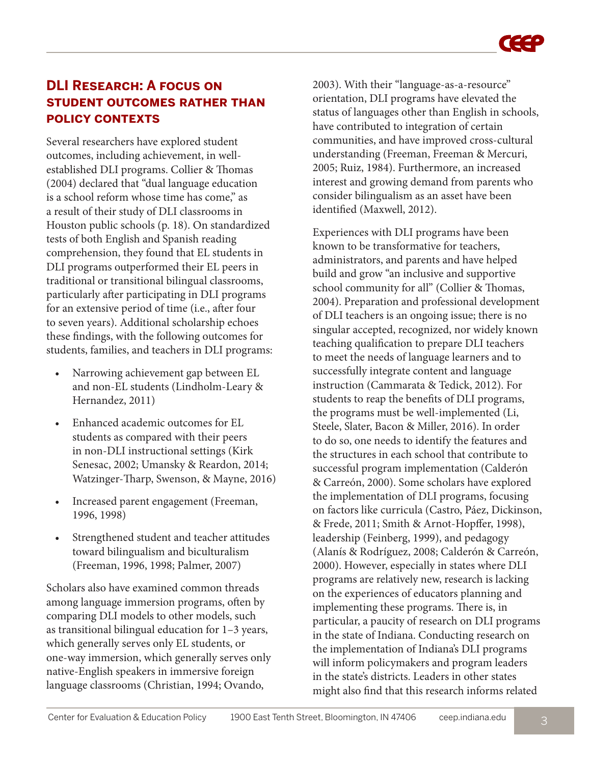## DLI Research: A focus on student outcomes rather than policy contexts

Several researchers have explored student outcomes, including achievement, in well-established DLI programs. Collier & Thomas (2004) declared that "dual language education is a school reform whose time has come," as a result of their study of DLI classrooms in Houston public schools (p. 18). On standardized tests of both English and Spanish reading comprehension, they found that EL students in DLI programs outperformed their EL peers in traditional or transitional bilingual classrooms, particularly after participating in DLI programs for an extensive period of time (i.e., after four to seven years). Additional scholarship echoes these findings, with the following outcomes for students, families, and teachers in DLI programs:

- Narrowing achievement gap between EL and non-EL students (Lindholm-Leary & Hernandez, 2011)
- Enhanced academic outcomes for EL students as compared with their peers in non-DLI instructional settings (Kirk Senesac, 2002; Umansky & Reardon, 2014; Watzinger-Tharp, Swenson, & Mayne, 2016)
- Increased parent engagement (Freeman, 1996, 1998)
- Strengthened student and teacher attitudes toward bilingualism and biculturalism (Freeman, 1996, 1998; Palmer, 2007)

Scholars also have examined common threads among language immersion programs, often by comparing DLI models to other models, such as transitional bilingual education for 1–3 years, which generally serves only EL students, or one-way immersion, which generally serves only native-English speakers in immersive foreign language classrooms (Christian, 1994; Ovando, 2003). With their "language-as-a-resource" orientation, DLI programs have elevated the status of languages other than English in schools, have contributed to integration of certain communities, and have improved cross-cultural understanding (Freeman, Freeman & Mercuri, 2005; Ruiz, 1984). Furthermore, an increased interest and growing demand from parents who consider bilingualism as an asset have been identified (Maxwell, 2012).

Experiences with DLI programs have been known to be transformative for teachers, administrators, and parents and have helped build and grow "an inclusive and supportive school community for all" (Collier & Thomas, 2004). Preparation and professional development of DLI teachers is an ongoing issue; there is no singular accepted, recognized, nor widely known teaching qualification to prepare DLI teachers to meet the needs of language learners and to successfully integrate content and language instruction (Cammarata & Tedick, 2012). For students to reap the benefits of DLI programs, the programs must be well-implemented (Li, Steele, Slater, Bacon & Miller, 2016). In order to do so, one needs to identify the features and the structures in each school that contribute to successful program implementation (Calderón & Carreón, 2000). Some scholars have explored the implementation of DLI programs, focusing on factors like curricula (Castro, Páez, Dickinson, & Frede, 2011; Smith & Arnot-Hopffer, 1998), leadership (Feinberg, 1999), and pedagogy (Alanís & Rodríguez, 2008; Calderón & Carreón, 2000). However, especially in states where DLI programs are relatively new, research is lacking on the experiences of educators planning and implementing these programs. There is, in particular, a paucity of research on DLI programs in the state of Indiana. Conducting research on the implementation of Indiana's DLI programs will inform policymakers and program leaders in the state's districts. Leaders in other states might also find that this research informs related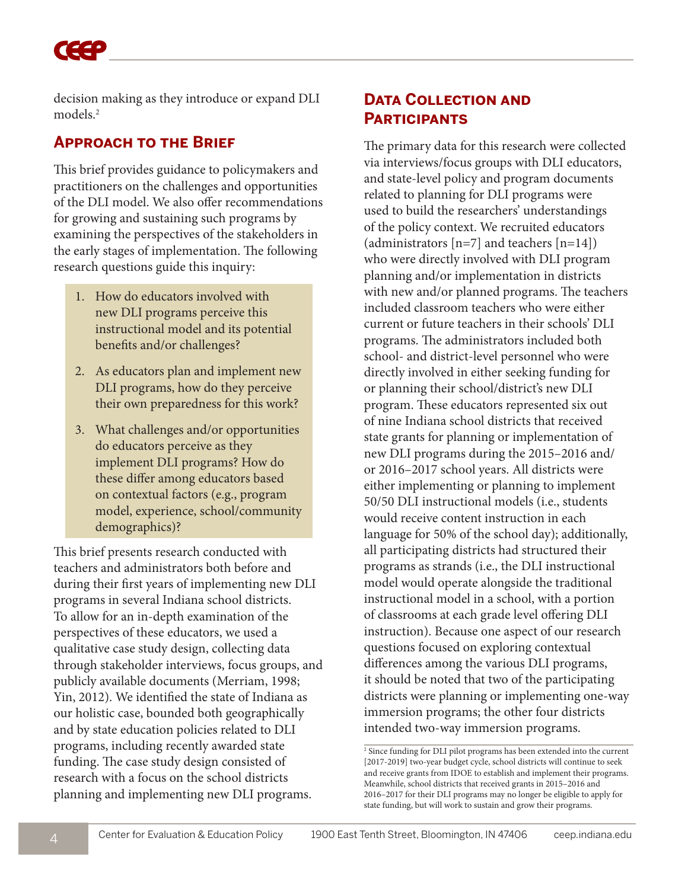decision making as they introduce or expand DLI models.[2]

## Approach to the Brief

This brief provides guidance to policymakers and practitioners on the challenges and opportunities of the DLI model. We also offer recommendations for growing and sustaining such programs by examining the perspectives of the stakeholders in the early stages of implementation. The following research questions guide this inquiry:

1. How do educators involved with new DLI programs perceive this instructional model and its potential benefits and/or challenges?
2. As educators plan and implement new DLI programs, how do they perceive their own preparedness for this work?
3. What challenges and/or opportunities do educators perceive as they implement DLI programs? How do these differ among educators based on contextual factors (e.g., program model, experience, school/community demographics)?

This brief presents research conducted with teachers and administrators both before and during their first years of implementing new DLI programs in several Indiana school districts. To allow for an in-depth examination of the perspectives of these educators, we used a qualitative case study design, collecting data through stakeholder interviews, focus groups, and publicly available documents (Merriam, 1998; Yin, 2012). We identified the state of Indiana as our holistic case, bounded both geographically and by state education policies related to DLI programs, including recently awarded state funding. The case study design consisted of research with a focus on the school districts planning and implementing new DLI programs.

## Data Collection and Participants

The primary data for this research were collected via interviews/focus groups with DLI educators, and state-level policy and program documents related to planning for DLI programs were used to build the researchers' understandings of the policy context. We recruited educators (administrators [n=7] and teachers [n=14]) who were directly involved with DLI program planning and/or implementation in districts with new and/or planned programs. The teachers included classroom teachers who were either current or future teachers in their schools' DLI programs. The administrators included both school- and district-level personnel who were directly involved in either seeking funding for or planning their school/district's new DLI program. These educators represented six out of nine Indiana school districts that received state grants for planning or implementation of new DLI programs during the 2015–2016 and/or 2016–2017 school years. All districts were either implementing or planning to implement 50/50 DLI instructional models (i.e., students would receive content instruction in each language for 50% of the school day); additionally, all participating districts had structured their programs as strands (i.e., the DLI instructional model would operate alongside the traditional instructional model in a school, with a portion of classrooms at each grade level offering DLI instruction). Because one aspect of our research questions focused on exploring contextual differences among the various DLI programs, it should be noted that two of the participating districts were planning or implementing one-way immersion programs; the other four districts intended two-way immersion programs.

[2] Since funding for DLI pilot programs has been extended into the current [2017-2019] two-year budget cycle, school districts will continue to seek and receive grants from IDOE to establish and implement their programs. Meanwhile, school districts that received grants in 2015–2016 and 2016–2017 for their DLI programs may no longer be eligible to apply for state funding, but will work to sustain and grow their programs.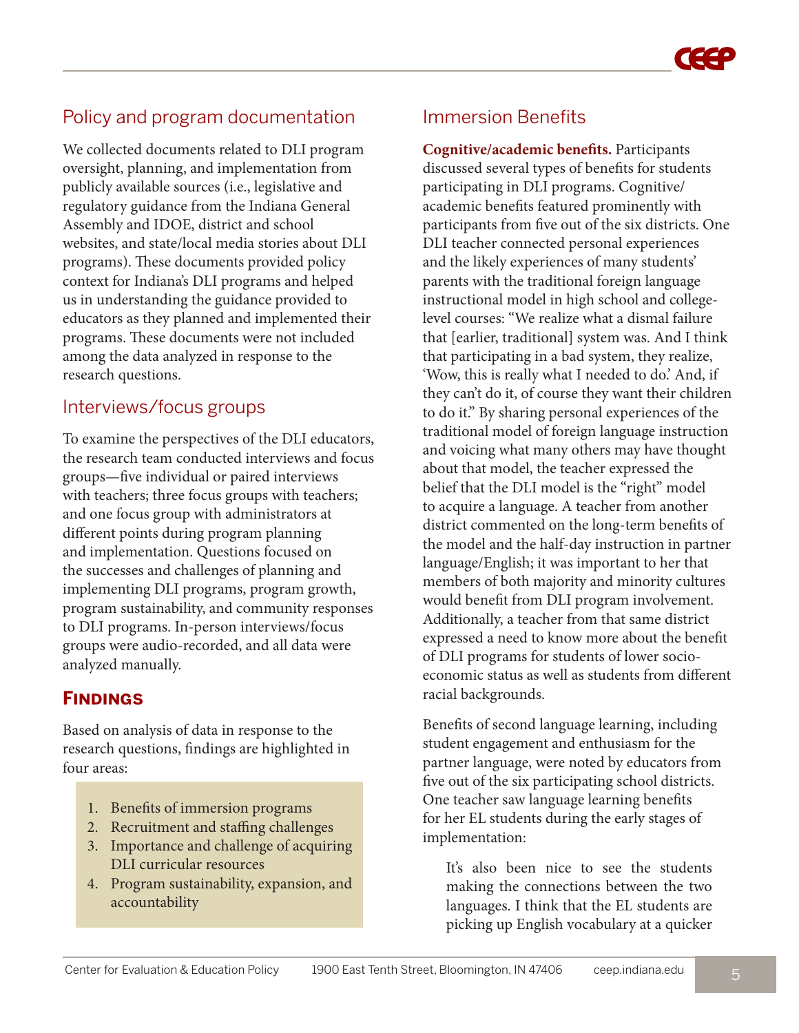## Policy and program documentation

We collected documents related to DLI program oversight, planning, and implementation from publicly available sources (i.e., legislative and regulatory guidance from the Indiana General Assembly and IDOE, district and school websites, and state/local media stories about DLI programs). These documents provided policy context for Indiana's DLI programs and helped us in understanding the guidance provided to educators as they planned and implemented their programs. These documents were not included among the data analyzed in response to the research questions.

## Interviews/focus groups

To examine the perspectives of the DLI educators, the research team conducted interviews and focus groups—five individual or paired interviews with teachers; three focus groups with teachers; and one focus group with administrators at different points during program planning and implementation. Questions focused on the successes and challenges of planning and implementing DLI programs, program growth, program sustainability, and community responses to DLI programs. In-person interviews/focus groups were audio-recorded, and all data were analyzed manually.

# Findings

Based on analysis of data in response to the research questions, findings are highlighted in four areas:

1. Benefits of immersion programs
2. Recruitment and staffing challenges
3. Importance and challenge of acquiring DLI curricular resources
4. Program sustainability, expansion, and accountability

## Immersion Benefits

**Cognitive/academic benefits.** Participants discussed several types of benefits for students participating in DLI programs. Cognitive/academic benefits featured prominently with participants from five out of the six districts. One DLI teacher connected personal experiences and the likely experiences of many students' parents with the traditional foreign language instructional model in high school and college-level courses: "We realize what a dismal failure that [earlier, traditional] system was. And I think that participating in a bad system, they realize, 'Wow, this is really what I needed to do.' And, if they can't do it, of course they want their children to do it." By sharing personal experiences of the traditional model of foreign language instruction and voicing what many others may have thought about that model, the teacher expressed the belief that the DLI model is the "right" model to acquire a language. A teacher from another district commented on the long-term benefits of the model and the half-day instruction in partner language/English; it was important to her that members of both majority and minority cultures would benefit from DLI program involvement. Additionally, a teacher from that same district expressed a need to know more about the benefit of DLI programs for students of lower socio-economic status as well as students from different racial backgrounds.

Benefits of second language learning, including student engagement and enthusiasm for the partner language, were noted by educators from five out of the six participating school districts. One teacher saw language learning benefits for her EL students during the early stages of implementation:

> It's also been nice to see the students making the connections between the two languages. I think that the EL students are picking up English vocabulary at a quicker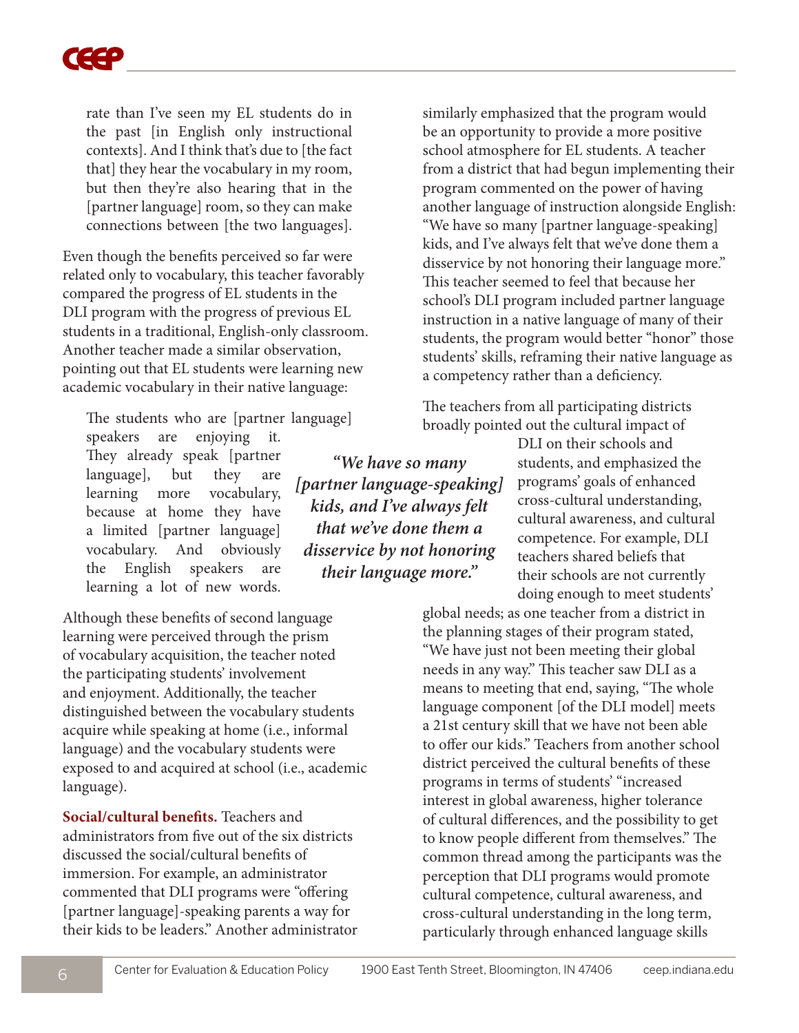rate than I've seen my EL students do in the past [in English only instructional contexts]. And I think that's due to [the fact that] they hear the vocabulary in my room, but then they're also hearing that in the [partner language] room, so they can make connections between [the two languages].

Even though the benefits perceived so far were related only to vocabulary, this teacher favorably compared the progress of EL students in the DLI program with the progress of previous EL students in a traditional, English-only classroom. Another teacher made a similar observation, pointing out that EL students were learning new academic vocabulary in their native language:

> The students who are [partner language] speakers are enjoying it. They already speak [partner language], but they are learning more vocabulary, because at home they have a limited [partner language] vocabulary. And obviously the English speakers are learning a lot of new words.

Although these benefits of second language learning were perceived through the prism of vocabulary acquisition, the teacher noted the participating students' involvement and enjoyment. Additionally, the teacher distinguished between the vocabulary students acquire while speaking at home (i.e., informal language) and the vocabulary students were exposed to and acquired at school (i.e., academic language).

**Social/cultural benefits.** Teachers and administrators from five out of the six districts discussed the social/cultural benefits of immersion. For example, an administrator commented that DLI programs were "offering [partner language]-speaking parents a way for their kids to be leaders." Another administrator similarly emphasized that the program would be an opportunity to provide a more positive school atmosphere for EL students. A teacher from a district that had begun implementing their program commented on the power of having another language of instruction alongside English: "We have so many [partner language-speaking] kids, and I've always felt that we've done them a disservice by not honoring their language more." This teacher seemed to feel that because her school's DLI program included partner language instruction in a native language of many of their students, the program would better "honor" those students' skills, reframing their native language as a competency rather than a deficiency.

***"We have so many [partner language-speaking] kids, and I've always felt that we've done them a disservice by not honoring their language more."***

The teachers from all participating districts broadly pointed out the cultural impact of DLI on their schools and students, and emphasized the programs' goals of enhanced cross-cultural understanding, cultural awareness, and cultural competence. For example, DLI teachers shared beliefs that their schools are not currently doing enough to meet students' global needs; as one teacher from a district in the planning stages of their program stated, "We have just not been meeting their global needs in any way." This teacher saw DLI as a means to meeting that end, saying, "The whole language component [of the DLI model] meets a 21st century skill that we have not been able to offer our kids." Teachers from another school district perceived the cultural benefits of these programs in terms of students' "increased interest in global awareness, higher tolerance of cultural differences, and the possibility to get to know people different from themselves." The common thread among the participants was the perception that DLI programs would promote cultural competence, cultural awareness, and cross-cultural understanding in the long term, particularly through enhanced language skills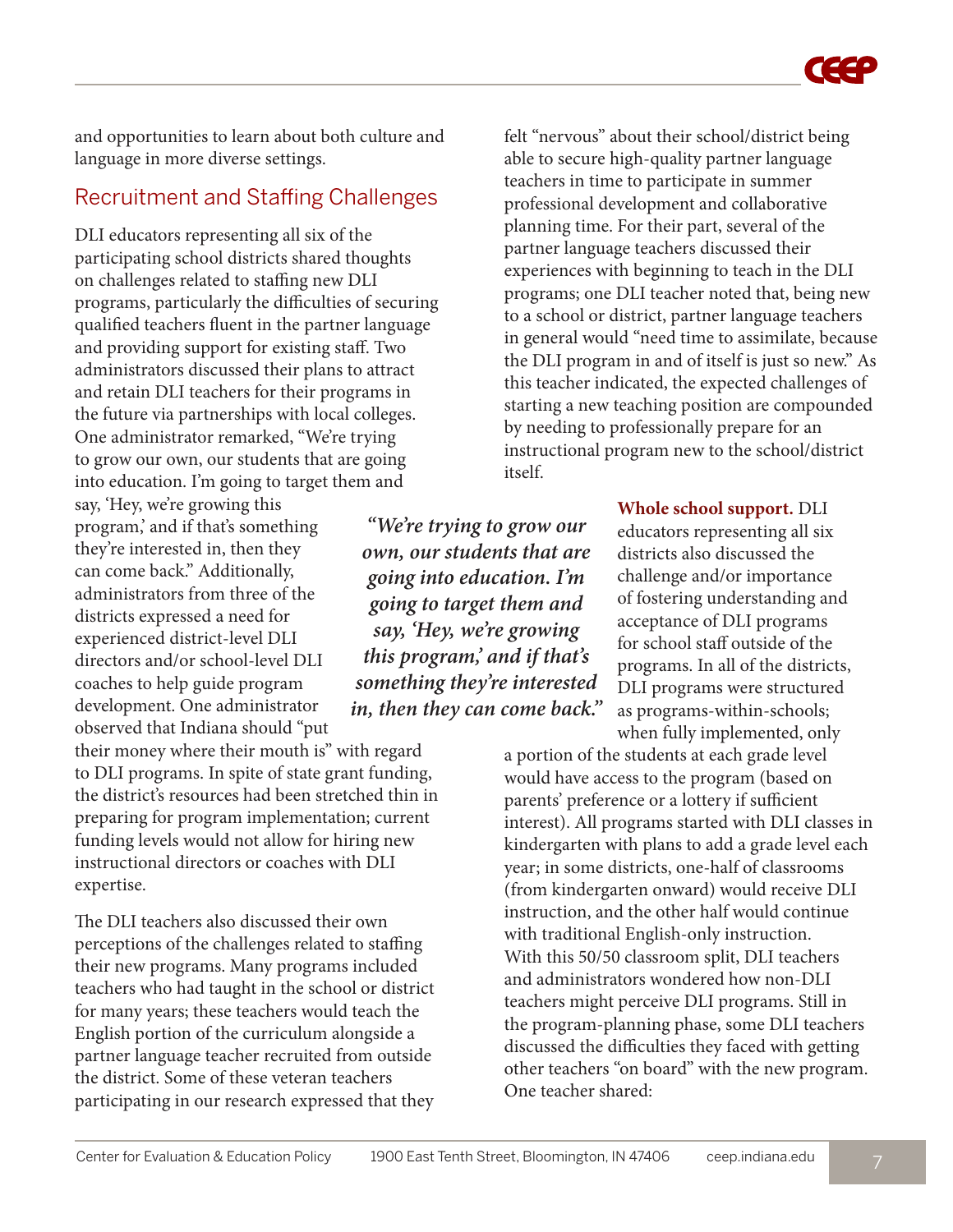and opportunities to learn about both culture and language in more diverse settings.

## Recruitment and Staffing Challenges

DLI educators representing all six of the participating school districts shared thoughts on challenges related to staffing new DLI programs, particularly the difficulties of securing qualified teachers fluent in the partner language and providing support for existing staff. Two administrators discussed their plans to attract and retain DLI teachers for their programs in the future via partnerships with local colleges. One administrator remarked, "We're trying to grow our own, our students that are going into education. I'm going to target them and say, 'Hey, we're growing this program,' and if that's something they're interested in, then they can come back." Additionally, administrators from three of the districts expressed a need for experienced district-level DLI directors and/or school-level DLI coaches to help guide program development. One administrator observed that Indiana should "put their money where their mouth is" with regard to DLI programs. In spite of state grant funding, the district's resources had been stretched thin in preparing for program implementation; current funding levels would not allow for hiring new instructional directors or coaches with DLI expertise.

> ***"We're trying to grow our own, our students that are going into education. I'm going to target them and say, 'Hey, we're growing this program,' and if that's something they're interested in, then they can come back."***

The DLI teachers also discussed their own perceptions of the challenges related to staffing their new programs. Many programs included teachers who had taught in the school or district for many years; these teachers would teach the English portion of the curriculum alongside a partner language teacher recruited from outside the district. Some of these veteran teachers participating in our research expressed that they felt "nervous" about their school/district being able to secure high-quality partner language teachers in time to participate in summer professional development and collaborative planning time. For their part, several of the partner language teachers discussed their experiences with beginning to teach in the DLI programs; one DLI teacher noted that, being new to a school or district, partner language teachers in general would "need time to assimilate, because the DLI program in and of itself is just so new." As this teacher indicated, the expected challenges of starting a new teaching position are compounded by needing to professionally prepare for an instructional program new to the school/district itself.

**Whole school support.** DLI educators representing all six districts also discussed the challenge and/or importance of fostering understanding and acceptance of DLI programs for school staff outside of the programs. In all of the districts, DLI programs were structured as programs-within-schools; when fully implemented, only a portion of the students at each grade level would have access to the program (based on parents' preference or a lottery if sufficient interest). All programs started with DLI classes in kindergarten with plans to add a grade level each year; in some districts, one-half of classrooms (from kindergarten onward) would receive DLI instruction, and the other half would continue with traditional English-only instruction. With this 50/50 classroom split, DLI teachers and administrators wondered how non-DLI teachers might perceive DLI programs. Still in the program-planning phase, some DLI teachers discussed the difficulties they faced with getting other teachers "on board" with the new program. One teacher shared: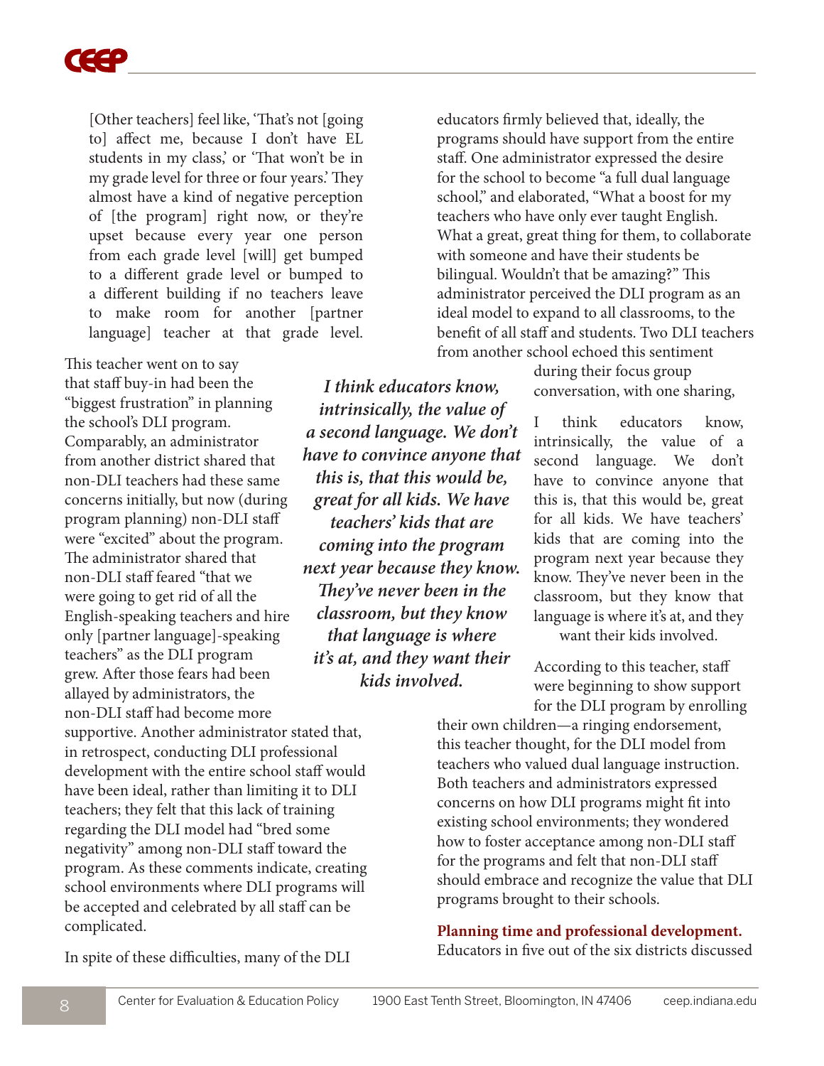> [Other teachers] feel like, 'That's not [going to] affect me, because I don't have EL students in my class,' or 'That won't be in my grade level for three or four years.' They almost have a kind of negative perception of [the program] right now, or they're upset because every year one person from each grade level [will] get bumped to a different grade level or bumped to a different building if no teachers leave to make room for another [partner language] teacher at that grade level.

This teacher went on to say that staff buy-in had been the "biggest frustration" in planning the school's DLI program. Comparably, an administrator from another district shared that non-DLI teachers had these same concerns initially, but now (during program planning) non-DLI staff were "excited" about the program. The administrator shared that non-DLI staff feared "that we were going to get rid of all the English-speaking teachers and hire only [partner language]-speaking teachers" as the DLI program grew. After those fears had been allayed by administrators, the non-DLI staff had become more supportive. Another administrator stated that, in retrospect, conducting DLI professional development with the entire school staff would have been ideal, rather than limiting it to DLI teachers; they felt that this lack of training regarding the DLI model had "bred some negativity" among non-DLI staff toward the program. As these comments indicate, creating school environments where DLI programs will be accepted and celebrated by all staff can be complicated.

In spite of these difficulties, many of the DLI educators firmly believed that, ideally, the programs should have support from the entire staff. One administrator expressed the desire for the school to become "a full dual language school," and elaborated, "What a boost for my teachers who have only ever taught English. What a great, great thing for them, to collaborate with someone and have their students be bilingual. Wouldn't that be amazing?" This administrator perceived the DLI program as an ideal model to expand to all classrooms, to the benefit of all staff and students. Two DLI teachers from another school echoed this sentiment during their focus group conversation, with one sharing,

> I think educators know, intrinsically, the value of a second language. We don't have to convince anyone that this is, that this would be, great for all kids. We have teachers' kids that are coming into the program next year because they know. They've never been in the classroom, but they know that language is where it's at, and they want their kids involved.

*I think educators know, intrinsically, the value of a second language. We don't have to convince anyone that this is, that this would be, great for all kids. We have teachers' kids that are coming into the program next year because they know. They've never been in the classroom, but they know that language is where it's at, and they want their kids involved.*

According to this teacher, staff were beginning to show support for the DLI program by enrolling their own children—a ringing endorsement, this teacher thought, for the DLI model from teachers who valued dual language instruction. Both teachers and administrators expressed concerns on how DLI programs might fit into existing school environments; they wondered how to foster acceptance among non-DLI staff for the programs and felt that non-DLI staff should embrace and recognize the value that DLI programs brought to their schools.

**Planning time and professional development.** Educators in five out of the six districts discussed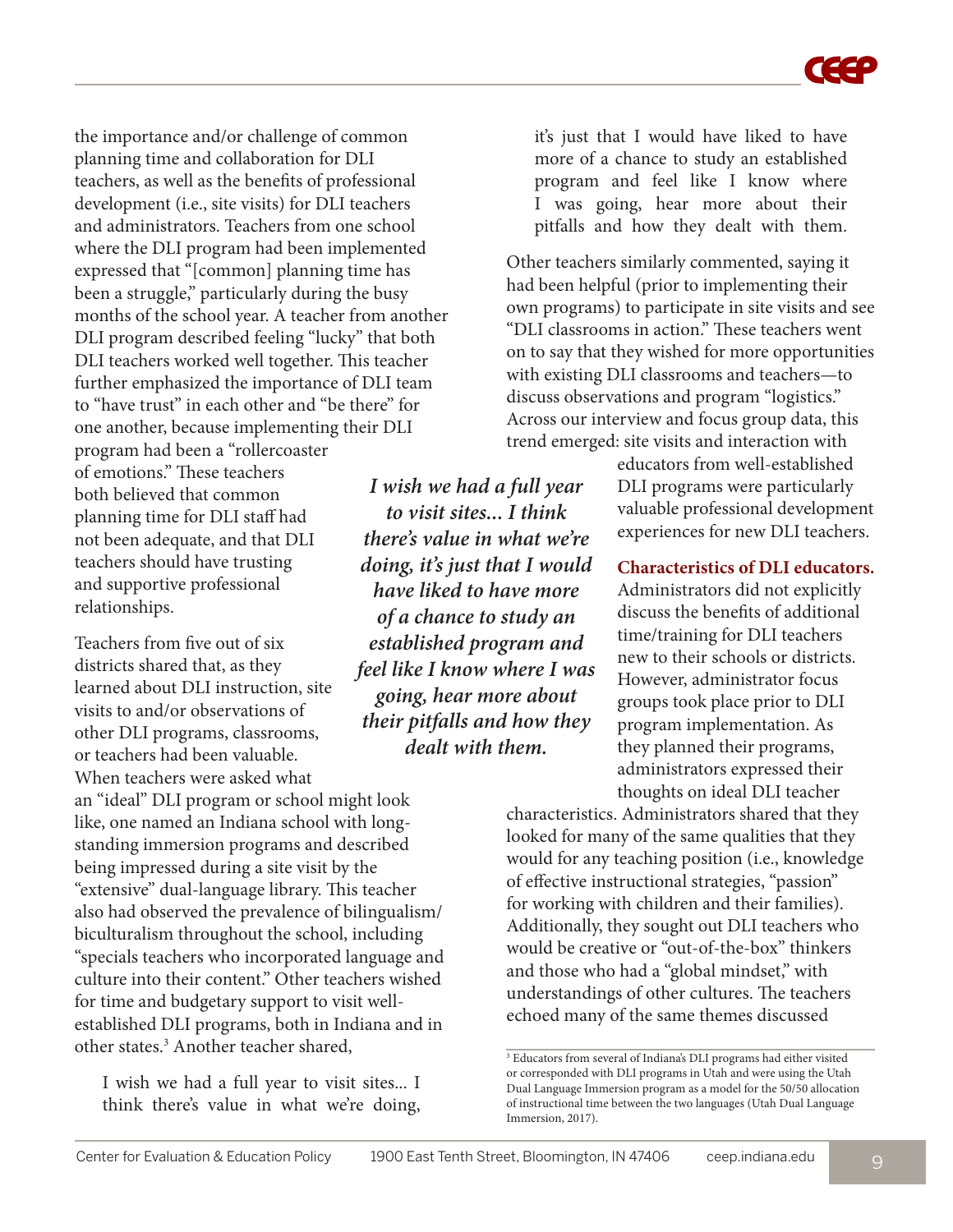the importance and/or challenge of common planning time and collaboration for DLI teachers, as well as the benefits of professional development (i.e., site visits) for DLI teachers and administrators. Teachers from one school where the DLI program had been implemented expressed that "[common] planning time has been a struggle," particularly during the busy months of the school year. A teacher from another DLI program described feeling "lucky" that both DLI teachers worked well together. This teacher further emphasized the importance of DLI team to "have trust" in each other and "be there" for one another, because implementing their DLI program had been a "rollercoaster of emotions." These teachers both believed that common planning time for DLI staff had not been adequate, and that DLI teachers should have trusting and supportive professional relationships.

Teachers from five out of six districts shared that, as they learned about DLI instruction, site visits to and/or observations of other DLI programs, classrooms, or teachers had been valuable. When teachers were asked what an "ideal" DLI program or school might look like, one named an Indiana school with long-standing immersion programs and described being impressed during a site visit by the "extensive" dual-language library. This teacher also had observed the prevalence of bilingualism/biculturalism throughout the school, including "specials teachers who incorporated language and culture into their content." Other teachers wished for time and budgetary support to visit well-established DLI programs, both in Indiana and in other states.[3] Another teacher shared,

> I wish we had a full year to visit sites... I think there's value in what we're doing, it's just that I would have liked to have more of a chance to study an established program and feel like I know where I was going, hear more about their pitfalls and how they dealt with them.

Other teachers similarly commented, saying it had been helpful (prior to implementing their own programs) to participate in site visits and see "DLI classrooms in action." These teachers went on to say that they wished for more opportunities with existing DLI classrooms and teachers—to discuss observations and program "logistics." Across our interview and focus group data, this trend emerged: site visits and interaction with educators from well-established DLI programs were particularly valuable professional development experiences for new DLI teachers.

***I wish we had a full year to visit sites... I think there's value in what we're doing, it's just that I would have liked to have more of a chance to study an established program and feel like I know where I was going, hear more about their pitfalls and how they dealt with them.***

**Characteristics of DLI educators.** Administrators did not explicitly discuss the benefits of additional time/training for DLI teachers new to their schools or districts. However, administrator focus groups took place prior to DLI program implementation. As they planned their programs, administrators expressed their thoughts on ideal DLI teacher characteristics. Administrators shared that they looked for many of the same qualities that they would for any teaching position (i.e., knowledge of effective instructional strategies, "passion" for working with children and their families). Additionally, they sought out DLI teachers who would be creative or "out-of-the-box" thinkers and those who had a "global mindset," with understandings of other cultures. The teachers echoed many of the same themes discussed

[3] Educators from several of Indiana's DLI programs had either visited or corresponded with DLI programs in Utah and were using the Utah Dual Language Immersion program as a model for the 50/50 allocation of instructional time between the two languages (Utah Dual Language Immersion, 2017).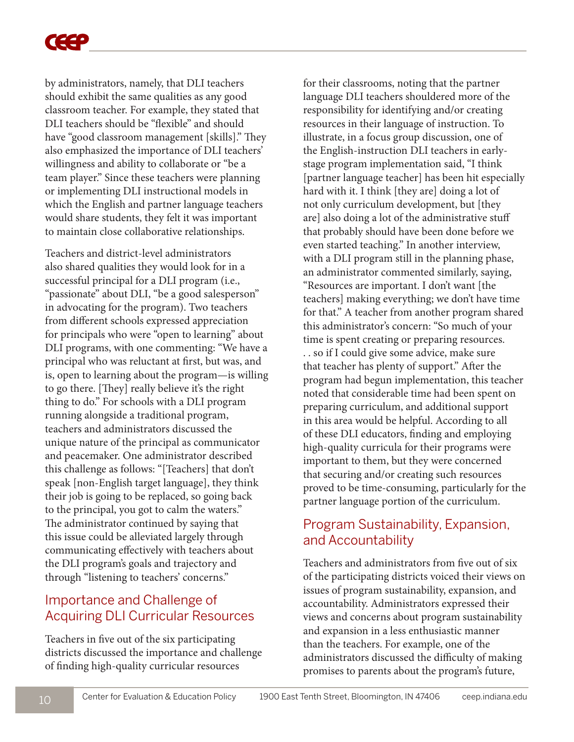by administrators, namely, that DLI teachers should exhibit the same qualities as any good classroom teacher. For example, they stated that DLI teachers should be "flexible" and should have "good classroom management [skills]." They also emphasized the importance of DLI teachers' willingness and ability to collaborate or "be a team player." Since these teachers were planning or implementing DLI instructional models in which the English and partner language teachers would share students, they felt it was important to maintain close collaborative relationships.

Teachers and district-level administrators also shared qualities they would look for in a successful principal for a DLI program (i.e., "passionate" about DLI, "be a good salesperson" in advocating for the program). Two teachers from different schools expressed appreciation for principals who were "open to learning" about DLI programs, with one commenting: "We have a principal who was reluctant at first, but was, and is, open to learning about the program—is willing to go there. [They] really believe it's the right thing to do." For schools with a DLI program running alongside a traditional program, teachers and administrators discussed the unique nature of the principal as communicator and peacemaker. One administrator described this challenge as follows: "[Teachers] that don't speak [non-English target language], they think their job is going to be replaced, so going back to the principal, you got to calm the waters." The administrator continued by saying that this issue could be alleviated largely through communicating effectively with teachers about the DLI program's goals and trajectory and through "listening to teachers' concerns."

## Importance and Challenge of Acquiring DLI Curricular Resources

Teachers in five out of the six participating districts discussed the importance and challenge of finding high-quality curricular resources for their classrooms, noting that the partner language DLI teachers shouldered more of the responsibility for identifying and/or creating resources in their language of instruction. To illustrate, in a focus group discussion, one of the English-instruction DLI teachers in early-stage program implementation said, "I think [partner language teacher] has been hit especially hard with it. I think [they are] doing a lot of not only curriculum development, but [they are] also doing a lot of the administrative stuff that probably should have been done before we even started teaching." In another interview, with a DLI program still in the planning phase, an administrator commented similarly, saying, "Resources are important. I don't want [the teachers] making everything; we don't have time for that." A teacher from another program shared this administrator's concern: "So much of your time is spent creating or preparing resources. . . so if I could give some advice, make sure that teacher has plenty of support." After the program had begun implementation, this teacher noted that considerable time had been spent on preparing curriculum, and additional support in this area would be helpful. According to all of these DLI educators, finding and employing high-quality curricula for their programs were important to them, but they were concerned that securing and/or creating such resources proved to be time-consuming, particularly for the partner language portion of the curriculum.

## Program Sustainability, Expansion, and Accountability

Teachers and administrators from five out of six of the participating districts voiced their views on issues of program sustainability, expansion, and accountability. Administrators expressed their views and concerns about program sustainability and expansion in a less enthusiastic manner than the teachers. For example, one of the administrators discussed the difficulty of making promises to parents about the program's future,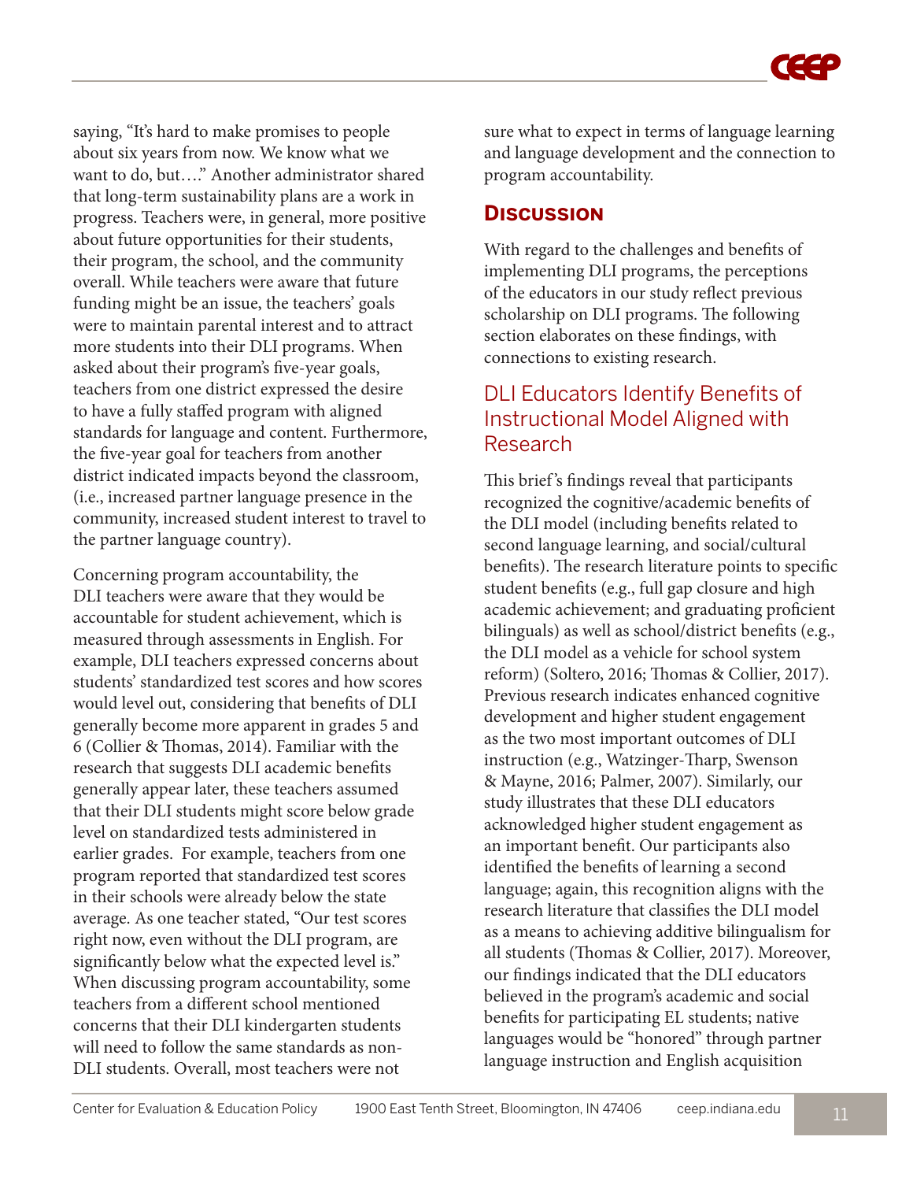saying, "It's hard to make promises to people about six years from now. We know what we want to do, but…." Another administrator shared that long-term sustainability plans are a work in progress. Teachers were, in general, more positive about future opportunities for their students, their program, the school, and the community overall. While teachers were aware that future funding might be an issue, the teachers' goals were to maintain parental interest and to attract more students into their DLI programs. When asked about their program's five-year goals, teachers from one district expressed the desire to have a fully staffed program with aligned standards for language and content. Furthermore, the five-year goal for teachers from another district indicated impacts beyond the classroom, (i.e., increased partner language presence in the community, increased student interest to travel to the partner language country).

Concerning program accountability, the DLI teachers were aware that they would be accountable for student achievement, which is measured through assessments in English. For example, DLI teachers expressed concerns about students' standardized test scores and how scores would level out, considering that benefits of DLI generally become more apparent in grades 5 and 6 (Collier & Thomas, 2014). Familiar with the research that suggests DLI academic benefits generally appear later, these teachers assumed that their DLI students might score below grade level on standardized tests administered in earlier grades. For example, teachers from one program reported that standardized test scores in their schools were already below the state average. As one teacher stated, "Our test scores right now, even without the DLI program, are significantly below what the expected level is." When discussing program accountability, some teachers from a different school mentioned concerns that their DLI kindergarten students will need to follow the same standards as non-DLI students. Overall, most teachers were not sure what to expect in terms of language learning and language development and the connection to program accountability.

## Discussion

With regard to the challenges and benefits of implementing DLI programs, the perceptions of the educators in our study reflect previous scholarship on DLI programs. The following section elaborates on these findings, with connections to existing research.

### DLI Educators Identify Benefits of Instructional Model Aligned with Research

This brief's findings reveal that participants recognized the cognitive/academic benefits of the DLI model (including benefits related to second language learning, and social/cultural benefits). The research literature points to specific student benefits (e.g., full gap closure and high academic achievement; and graduating proficient bilinguals) as well as school/district benefits (e.g., the DLI model as a vehicle for school system reform) (Soltero, 2016; Thomas & Collier, 2017). Previous research indicates enhanced cognitive development and higher student engagement as the two most important outcomes of DLI instruction (e.g., Watzinger-Tharp, Swenson & Mayne, 2016; Palmer, 2007). Similarly, our study illustrates that these DLI educators acknowledged higher student engagement as an important benefit. Our participants also identified the benefits of learning a second language; again, this recognition aligns with the research literature that classifies the DLI model as a means to achieving additive bilingualism for all students (Thomas & Collier, 2017). Moreover, our findings indicated that the DLI educators believed in the program's academic and social benefits for participating EL students; native languages would be "honored" through partner language instruction and English acquisition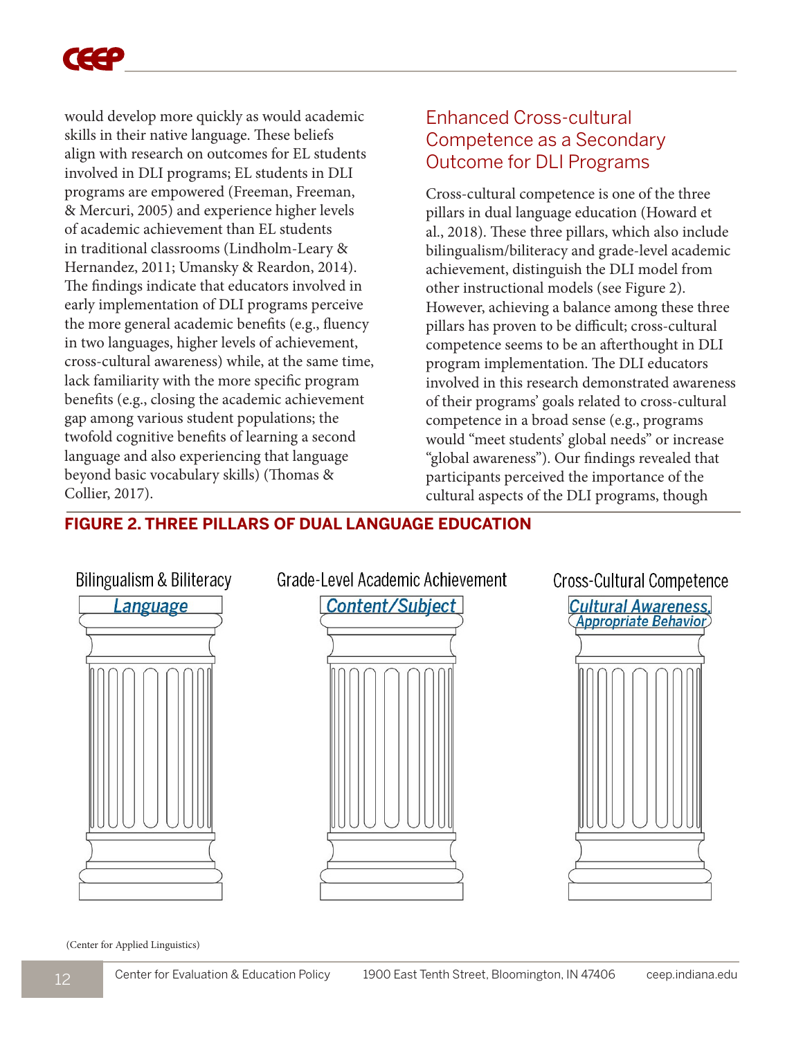would develop more quickly as would academic skills in their native language. These beliefs align with research on outcomes for EL students involved in DLI programs; EL students in DLI programs are empowered (Freeman, Freeman, & Mercuri, 2005) and experience higher levels of academic achievement than EL students in traditional classrooms (Lindholm-Leary & Hernandez, 2011; Umansky & Reardon, 2014). The findings indicate that educators involved in early implementation of DLI programs perceive the more general academic benefits (e.g., fluency in two languages, higher levels of achievement, cross-cultural awareness) while, at the same time, lack familiarity with the more specific program benefits (e.g., closing the academic achievement gap among various student populations; the twofold cognitive benefits of learning a second language and also experiencing that language beyond basic vocabulary skills) (Thomas & Collier, 2017).

## Enhanced Cross-cultural Competence as a Secondary Outcome for DLI Programs

Cross-cultural competence is one of the three pillars in dual language education (Howard et al., 2018). These three pillars, which also include bilingualism/biliteracy and grade-level academic achievement, distinguish the DLI model from other instructional models (see Figure 2). However, achieving a balance among these three pillars has proven to be difficult; cross-cultural competence seems to be an afterthought in DLI program implementation. The DLI educators involved in this research demonstrated awareness of their programs' goals related to cross-cultural competence in a broad sense (e.g., programs would "meet students' global needs" or increase "global awareness"). Our findings revealed that participants perceived the importance of the cultural aspects of the DLI programs, though

**FIGURE 2. THREE PILLARS OF DUAL LANGUAGE EDUCATION**

| Bilingualism & Biliteracy | Grade-Level Academic Achievement | Cross-Cultural Competence |
|---|---|---|
| Language | Content/Subject | Cultural Awareness, Appropriate Behavior |

(Center for Applied Linguistics)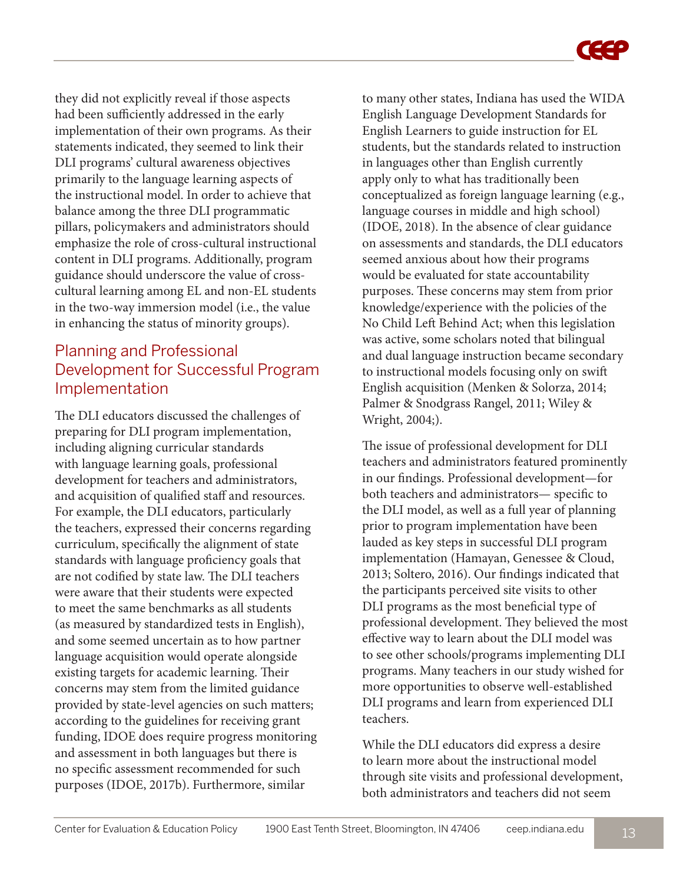they did not explicitly reveal if those aspects had been sufficiently addressed in the early implementation of their own programs. As their statements indicated, they seemed to link their DLI programs' cultural awareness objectives primarily to the language learning aspects of the instructional model. In order to achieve that balance among the three DLI programmatic pillars, policymakers and administrators should emphasize the role of cross-cultural instructional content in DLI programs. Additionally, program guidance should underscore the value of cross-cultural learning among EL and non-EL students in the two-way immersion model (i.e., the value in enhancing the status of minority groups).

## Planning and Professional Development for Successful Program Implementation

The DLI educators discussed the challenges of preparing for DLI program implementation, including aligning curricular standards with language learning goals, professional development for teachers and administrators, and acquisition of qualified staff and resources. For example, the DLI educators, particularly the teachers, expressed their concerns regarding curriculum, specifically the alignment of state standards with language proficiency goals that are not codified by state law. The DLI teachers were aware that their students were expected to meet the same benchmarks as all students (as measured by standardized tests in English), and some seemed uncertain as to how partner language acquisition would operate alongside existing targets for academic learning. Their concerns may stem from the limited guidance provided by state-level agencies on such matters; according to the guidelines for receiving grant funding, IDOE does require progress monitoring and assessment in both languages but there is no specific assessment recommended for such purposes (IDOE, 2017b). Furthermore, similar to many other states, Indiana has used the WIDA English Language Development Standards for English Learners to guide instruction for EL students, but the standards related to instruction in languages other than English currently apply only to what has traditionally been conceptualized as foreign language learning (e.g., language courses in middle and high school) (IDOE, 2018). In the absence of clear guidance on assessments and standards, the DLI educators seemed anxious about how their programs would be evaluated for state accountability purposes. These concerns may stem from prior knowledge/experience with the policies of the No Child Left Behind Act; when this legislation was active, some scholars noted that bilingual and dual language instruction became secondary to instructional models focusing only on swift English acquisition (Menken & Solorza, 2014; Palmer & Snodgrass Rangel, 2011; Wiley & Wright, 2004;).

The issue of professional development for DLI teachers and administrators featured prominently in our findings. Professional development—for both teachers and administrators— specific to the DLI model, as well as a full year of planning prior to program implementation have been lauded as key steps in successful DLI program implementation (Hamayan, Genessee & Cloud, 2013; Soltero, 2016). Our findings indicated that the participants perceived site visits to other DLI programs as the most beneficial type of professional development. They believed the most effective way to learn about the DLI model was to see other schools/programs implementing DLI programs. Many teachers in our study wished for more opportunities to observe well-established DLI programs and learn from experienced DLI teachers.

While the DLI educators did express a desire to learn more about the instructional model through site visits and professional development, both administrators and teachers did not seem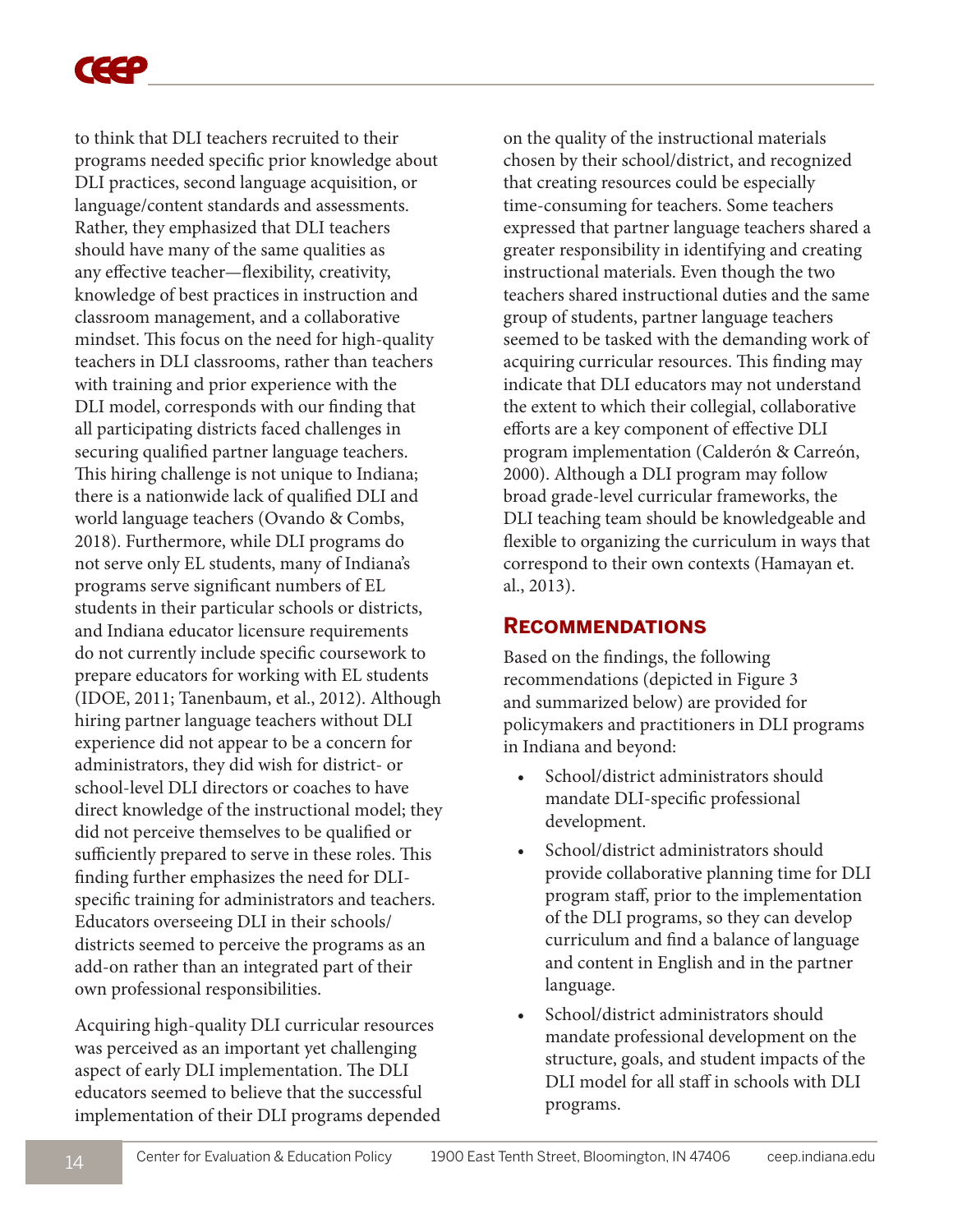to think that DLI teachers recruited to their programs needed specific prior knowledge about DLI practices, second language acquisition, or language/content standards and assessments. Rather, they emphasized that DLI teachers should have many of the same qualities as any effective teacher—flexibility, creativity, knowledge of best practices in instruction and classroom management, and a collaborative mindset. This focus on the need for high-quality teachers in DLI classrooms, rather than teachers with training and prior experience with the DLI model, corresponds with our finding that all participating districts faced challenges in securing qualified partner language teachers. This hiring challenge is not unique to Indiana; there is a nationwide lack of qualified DLI and world language teachers (Ovando & Combs, 2018). Furthermore, while DLI programs do not serve only EL students, many of Indiana's programs serve significant numbers of EL students in their particular schools or districts, and Indiana educator licensure requirements do not currently include specific coursework to prepare educators for working with EL students (IDOE, 2011; Tanenbaum, et al., 2012). Although hiring partner language teachers without DLI experience did not appear to be a concern for administrators, they did wish for district- or school-level DLI directors or coaches to have direct knowledge of the instructional model; they did not perceive themselves to be qualified or sufficiently prepared to serve in these roles. This finding further emphasizes the need for DLI-specific training for administrators and teachers. Educators overseeing DLI in their schools/districts seemed to perceive the programs as an add-on rather than an integrated part of their own professional responsibilities.

Acquiring high-quality DLI curricular resources was perceived as an important yet challenging aspect of early DLI implementation. The DLI educators seemed to believe that the successful implementation of their DLI programs depended on the quality of the instructional materials chosen by their school/district, and recognized that creating resources could be especially time-consuming for teachers. Some teachers expressed that partner language teachers shared a greater responsibility in identifying and creating instructional materials. Even though the two teachers shared instructional duties and the same group of students, partner language teachers seemed to be tasked with the demanding work of acquiring curricular resources. This finding may indicate that DLI educators may not understand the extent to which their collegial, collaborative efforts are a key component of effective DLI program implementation (Calderón & Carreón, 2000). Although a DLI program may follow broad grade-level curricular frameworks, the DLI teaching team should be knowledgeable and flexible to organizing the curriculum in ways that correspond to their own contexts (Hamayan et. al., 2013).

## Recommendations

Based on the findings, the following recommendations (depicted in Figure 3 and summarized below) are provided for policymakers and practitioners in DLI programs in Indiana and beyond:

- School/district administrators should mandate DLI-specific professional development.
- School/district administrators should provide collaborative planning time for DLI program staff, prior to the implementation of the DLI programs, so they can develop curriculum and find a balance of language and content in English and in the partner language.
- School/district administrators should mandate professional development on the structure, goals, and student impacts of the DLI model for all staff in schools with DLI programs.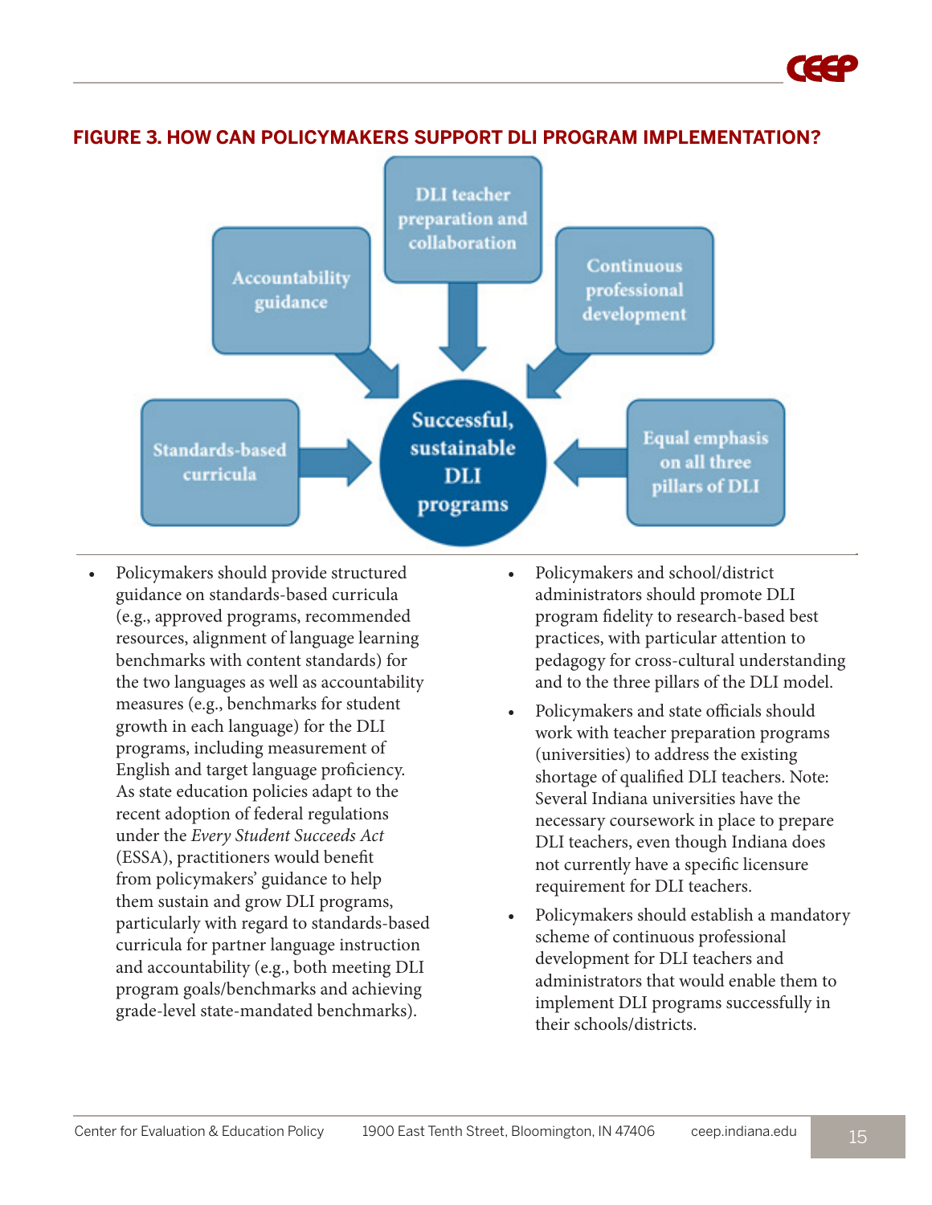## FIGURE 3. HOW CAN POLICYMAKERS SUPPORT DLI PROGRAM IMPLEMENTATION?

- Accountability guidance
- DLI teacher preparation and collaboration
- Continuous professional development
- Standards-based curricula
- Equal emphasis on all three pillars of DLI

→ Successful, sustainable DLI programs

- Policymakers should provide structured guidance on standards-based curricula (e.g., approved programs, recommended resources, alignment of language learning benchmarks with content standards) for the two languages as well as accountability measures (e.g., benchmarks for student growth in each language) for the DLI programs, including measurement of English and target language proficiency. As state education policies adapt to the recent adoption of federal regulations under the *Every Student Succeeds Act* (ESSA), practitioners would benefit from policymakers' guidance to help them sustain and grow DLI programs, particularly with regard to standards-based curricula for partner language instruction and accountability (e.g., both meeting DLI program goals/benchmarks and achieving grade-level state-mandated benchmarks).
- Policymakers and school/district administrators should promote DLI program fidelity to research-based best practices, with particular attention to pedagogy for cross-cultural understanding and to the three pillars of the DLI model.
- Policymakers and state officials should work with teacher preparation programs (universities) to address the existing shortage of qualified DLI teachers. Note: Several Indiana universities have the necessary coursework in place to prepare DLI teachers, even though Indiana does not currently have a specific licensure requirement for DLI teachers.
- Policymakers should establish a mandatory scheme of continuous professional development for DLI teachers and administrators that would enable them to implement DLI programs successfully in their schools/districts.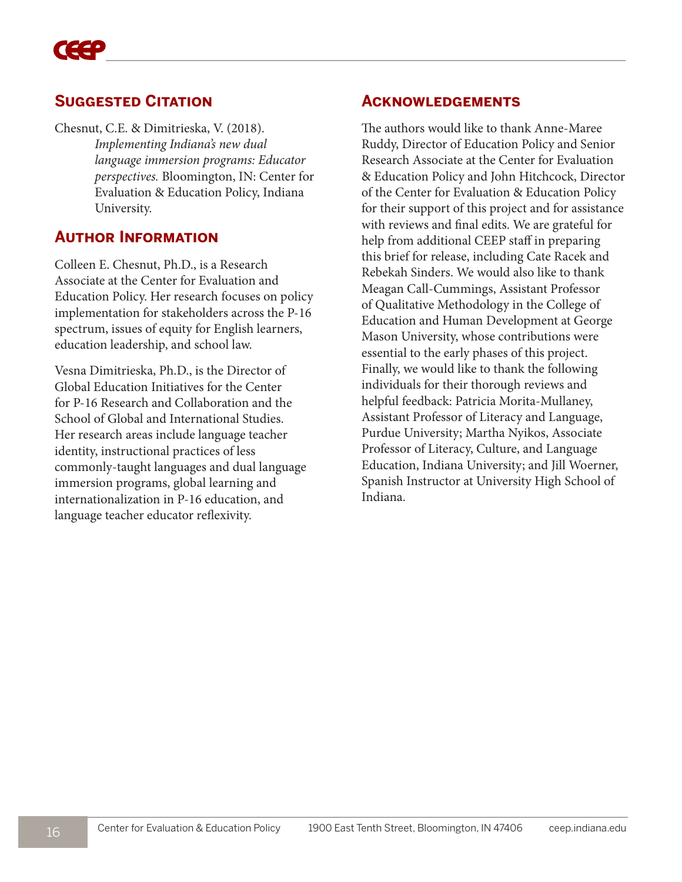## Suggested Citation

Chesnut, C.E. & Dimitrieska, V. (2018). *Implementing Indiana's new dual language immersion programs: Educator perspectives.* Bloomington, IN: Center for Evaluation & Education Policy, Indiana University.

## Author Information

Colleen E. Chesnut, Ph.D., is a Research Associate at the Center for Evaluation and Education Policy. Her research focuses on policy implementation for stakeholders across the P-16 spectrum, issues of equity for English learners, education leadership, and school law.

Vesna Dimitrieska, Ph.D., is the Director of Global Education Initiatives for the Center for P-16 Research and Collaboration and the School of Global and International Studies. Her research areas include language teacher identity, instructional practices of less commonly-taught languages and dual language immersion programs, global learning and internationalization in P-16 education, and language teacher educator reflexivity.

## Acknowledgements

The authors would like to thank Anne-Maree Ruddy, Director of Education Policy and Senior Research Associate at the Center for Evaluation & Education Policy and John Hitchcock, Director of the Center for Evaluation & Education Policy for their support of this project and for assistance with reviews and final edits. We are grateful for help from additional CEEP staff in preparing this brief for release, including Cate Racek and Rebekah Sinders. We would also like to thank Meagan Call-Cummings, Assistant Professor of Qualitative Methodology in the College of Education and Human Development at George Mason University, whose contributions were essential to the early phases of this project. Finally, we would like to thank the following individuals for their thorough reviews and helpful feedback: Patricia Morita-Mullaney, Assistant Professor of Literacy and Language, Purdue University; Martha Nyikos, Associate Professor of Literacy, Culture, and Language Education, Indiana University; and Jill Woerner, Spanish Instructor at University High School of Indiana.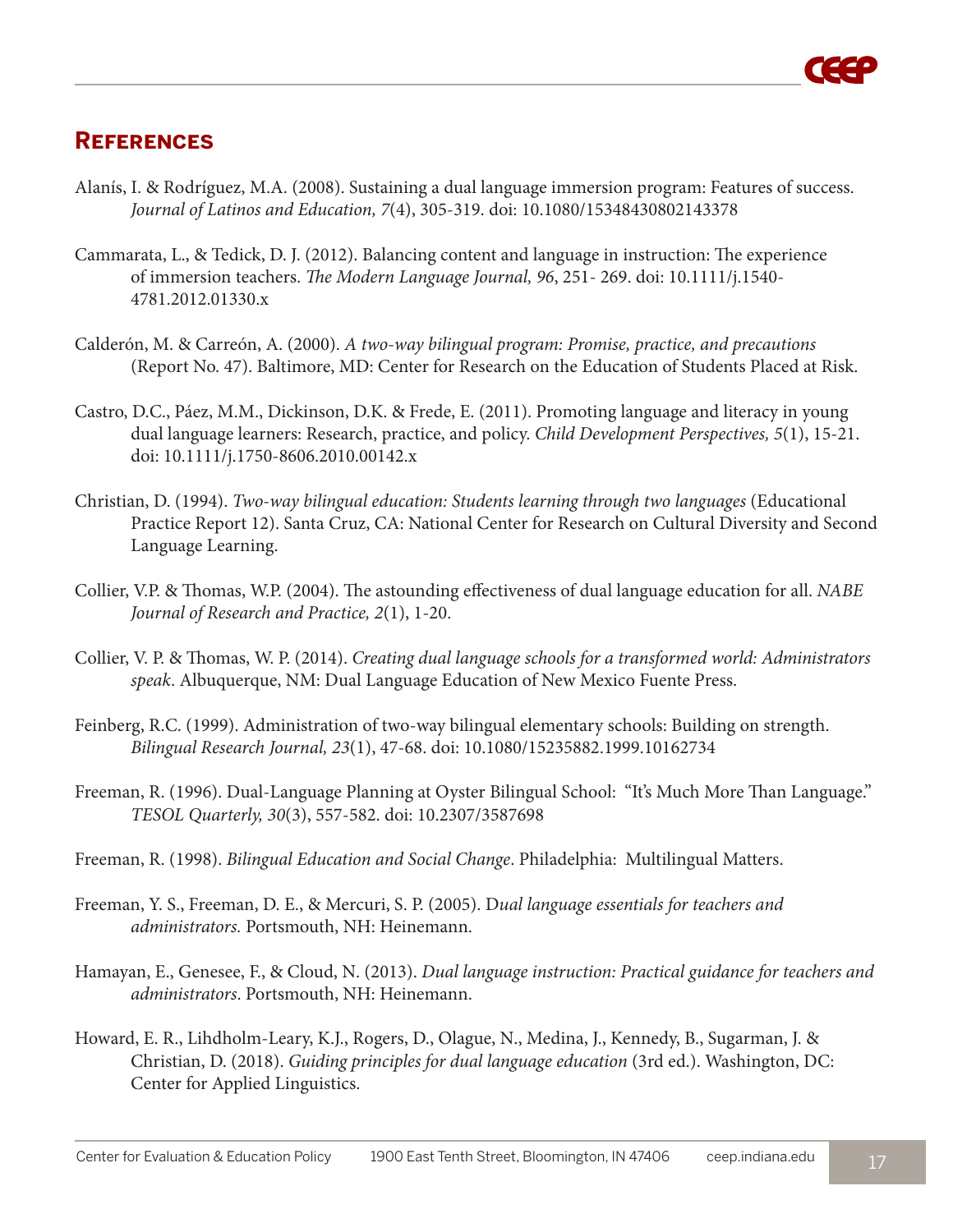## References

Alanís, I. & Rodríguez, M.A. (2008). Sustaining a dual language immersion program: Features of success. *Journal of Latinos and Education, 7*(4), 305-319. doi: 10.1080/15348430802143378

Cammarata, L., & Tedick, D. J. (2012). Balancing content and language in instruction: The experience of immersion teachers. *The Modern Language Journal, 96*, 251- 269. doi: 10.1111/j.1540-4781.2012.01330.x

Calderón, M. & Carreón, A. (2000). *A two-way bilingual program: Promise, practice, and precautions* (Report No. 47). Baltimore, MD: Center for Research on the Education of Students Placed at Risk.

Castro, D.C., Páez, M.M., Dickinson, D.K. & Frede, E. (2011). Promoting language and literacy in young dual language learners: Research, practice, and policy. *Child Development Perspectives, 5*(1), 15-21. doi: 10.1111/j.1750-8606.2010.00142.x

Christian, D. (1994). *Two-way bilingual education: Students learning through two languages* (Educational Practice Report 12). Santa Cruz, CA: National Center for Research on Cultural Diversity and Second Language Learning.

Collier, V.P. & Thomas, W.P. (2004). The astounding effectiveness of dual language education for all. *NABE Journal of Research and Practice, 2*(1), 1-20.

Collier, V. P. & Thomas, W. P. (2014). *Creating dual language schools for a transformed world: Administrators speak*. Albuquerque, NM: Dual Language Education of New Mexico Fuente Press.

Feinberg, R.C. (1999). Administration of two-way bilingual elementary schools: Building on strength. *Bilingual Research Journal, 23*(1), 47-68. doi: 10.1080/15235882.1999.10162734

Freeman, R. (1996). Dual-Language Planning at Oyster Bilingual School: "It's Much More Than Language." *TESOL Quarterly, 30*(3), 557-582. doi: 10.2307/3587698

Freeman, R. (1998). *Bilingual Education and Social Change*. Philadelphia: Multilingual Matters.

Freeman, Y. S., Freeman, D. E., & Mercuri, S. P. (2005). D*ual language essentials for teachers and administrators.* Portsmouth, NH: Heinemann.

Hamayan, E., Genesee, F., & Cloud, N. (2013). *Dual language instruction: Practical guidance for teachers and administrators*. Portsmouth, NH: Heinemann.

Howard, E. R., Lihdholm-Leary, K.J., Rogers, D., Olague, N., Medina, J., Kennedy, B., Sugarman, J. & Christian, D. (2018). *Guiding principles for dual language education* (3rd ed.). Washington, DC: Center for Applied Linguistics.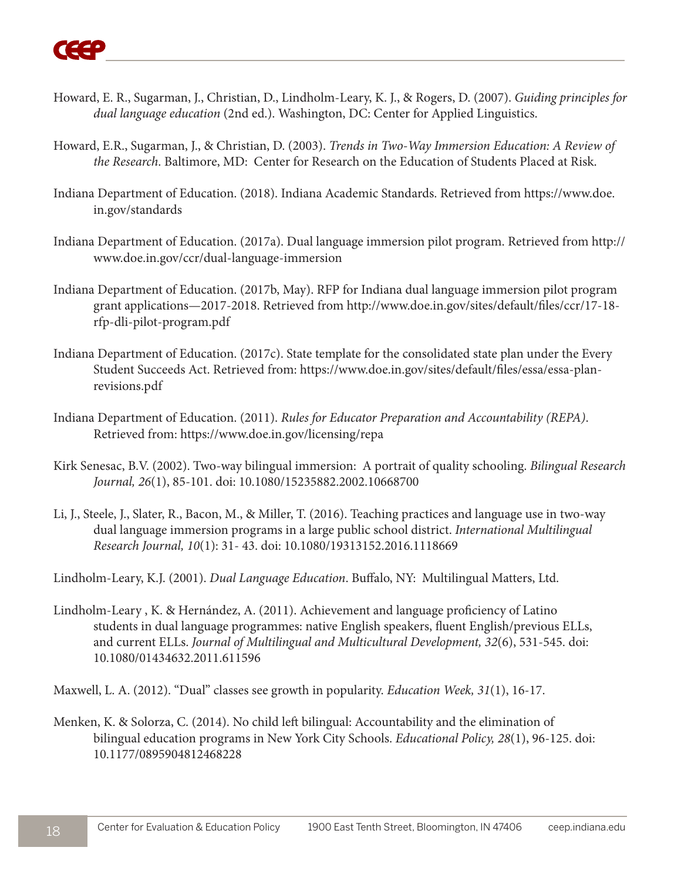Howard, E. R., Sugarman, J., Christian, D., Lindholm-Leary, K. J., & Rogers, D. (2007). *Guiding principles for dual language education* (2nd ed.). Washington, DC: Center for Applied Linguistics.

Howard, E.R., Sugarman, J., & Christian, D. (2003). *Trends in Two-Way Immersion Education: A Review of the Research*. Baltimore, MD: Center for Research on the Education of Students Placed at Risk.

Indiana Department of Education. (2018). Indiana Academic Standards. Retrieved from https://www.doe.in.gov/standards

Indiana Department of Education. (2017a). Dual language immersion pilot program. Retrieved from http://www.doe.in.gov/ccr/dual-language-immersion

Indiana Department of Education. (2017b, May). RFP for Indiana dual language immersion pilot program grant applications—2017-2018. Retrieved from http://www.doe.in.gov/sites/default/files/ccr/17-18-rfp-dli-pilot-program.pdf

Indiana Department of Education. (2017c). State template for the consolidated state plan under the Every Student Succeeds Act. Retrieved from: https://www.doe.in.gov/sites/default/files/essa/essa-plan-revisions.pdf

Indiana Department of Education. (2011). *Rules for Educator Preparation and Accountability (REPA)*. Retrieved from: https://www.doe.in.gov/licensing/repa

Kirk Senesac, B.V. (2002). Two-way bilingual immersion: A portrait of quality schooling. *Bilingual Research Journal, 26*(1), 85-101. doi: 10.1080/15235882.2002.10668700

Li, J., Steele, J., Slater, R., Bacon, M., & Miller, T. (2016). Teaching practices and language use in two-way dual language immersion programs in a large public school district. *International Multilingual Research Journal, 10*(1): 31- 43. doi: 10.1080/19313152.2016.1118669

Lindholm-Leary, K.J. (2001). *Dual Language Education*. Buffalo, NY: Multilingual Matters, Ltd.

Lindholm-Leary , K. & Hernández, A. (2011). Achievement and language proficiency of Latino students in dual language programmes: native English speakers, fluent English/previous ELLs, and current ELLs. *Journal of Multilingual and Multicultural Development, 32*(6), 531-545. doi: 10.1080/01434632.2011.611596

Maxwell, L. A. (2012). "Dual" classes see growth in popularity. *Education Week, 31*(1), 16-17.

Menken, K. & Solorza, C. (2014). No child left bilingual: Accountability and the elimination of bilingual education programs in New York City Schools. *Educational Policy, 28*(1), 96-125. doi: 10.1177/0895904812468228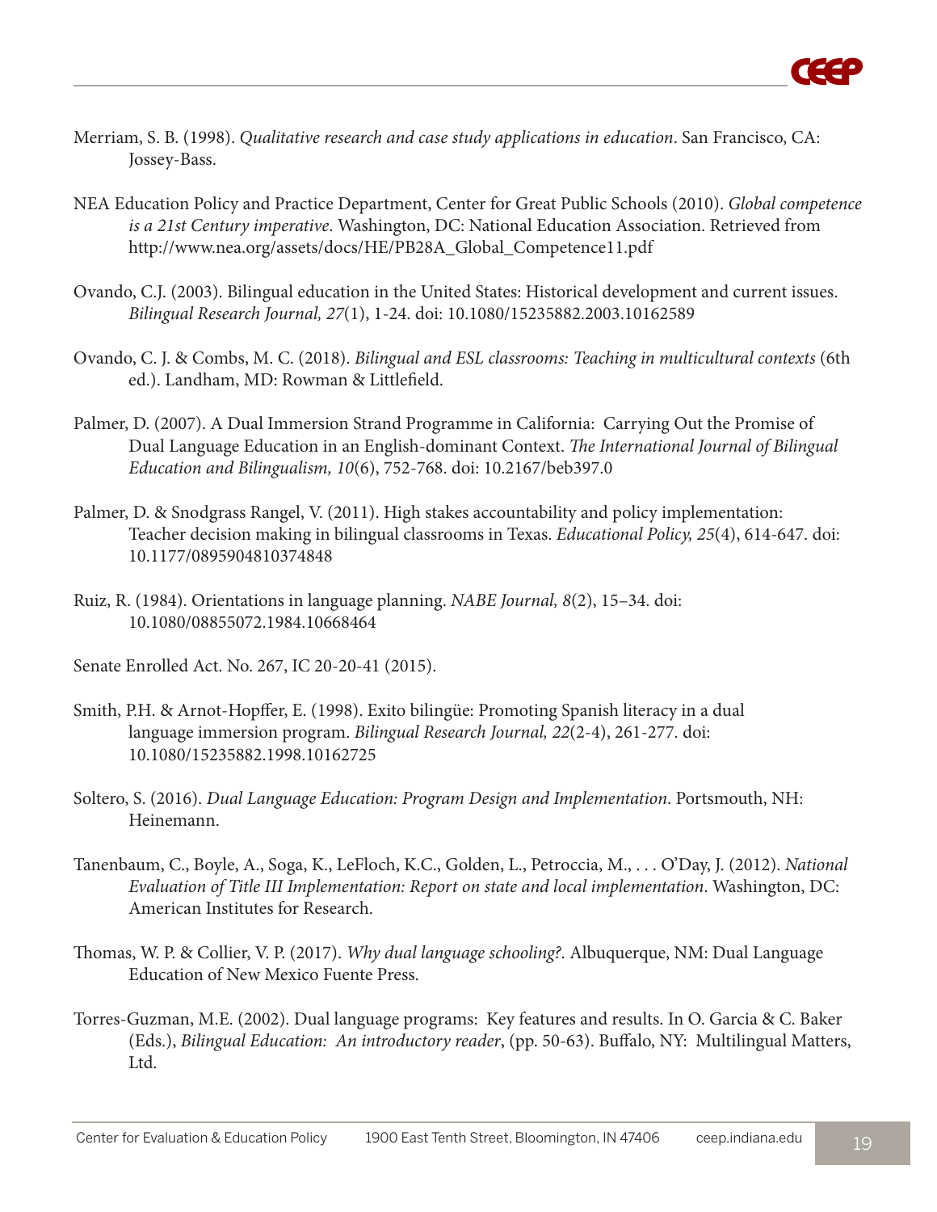Merriam, S. B. (1998). *Qualitative research and case study applications in education*. San Francisco, CA: Jossey-Bass.

NEA Education Policy and Practice Department, Center for Great Public Schools (2010). *Global competence is a 21st Century imperative*. Washington, DC: National Education Association. Retrieved from http://www.nea.org/assets/docs/HE/PB28A_Global_Competence11.pdf

Ovando, C.J. (2003). Bilingual education in the United States: Historical development and current issues. *Bilingual Research Journal, 27*(1), 1-24. doi: 10.1080/15235882.2003.10162589

Ovando, C. J. & Combs, M. C. (2018). *Bilingual and ESL classrooms: Teaching in multicultural contexts* (6th ed.). Landham, MD: Rowman & Littlefield.

Palmer, D. (2007). A Dual Immersion Strand Programme in California: Carrying Out the Promise of Dual Language Education in an English-dominant Context. *The International Journal of Bilingual Education and Bilingualism, 10*(6), 752-768. doi: 10.2167/beb397.0

Palmer, D. & Snodgrass Rangel, V. (2011). High stakes accountability and policy implementation: Teacher decision making in bilingual classrooms in Texas. *Educational Policy, 25*(4), 614-647. doi: 10.1177/0895904810374848

Ruiz, R. (1984). Orientations in language planning. *NABE Journal, 8*(2), 15–34. doi: 10.1080/08855072.1984.10668464

Senate Enrolled Act. No. 267, IC 20-20-41 (2015).

Smith, P.H. & Arnot-Hopffer, E. (1998). Exito bilingüe: Promoting Spanish literacy in a dual language immersion program. *Bilingual Research Journal, 22*(2-4), 261-277. doi: 10.1080/15235882.1998.10162725

Soltero, S. (2016). *Dual Language Education: Program Design and Implementation*. Portsmouth, NH: Heinemann.

Tanenbaum, C., Boyle, A., Soga, K., LeFloch, K.C., Golden, L., Petroccia, M., . . . O'Day, J. (2012). *National Evaluation of Title III Implementation: Report on state and local implementation*. Washington, DC: American Institutes for Research.

Thomas, W. P. & Collier, V. P. (2017). *Why dual language schooling?*. Albuquerque, NM: Dual Language Education of New Mexico Fuente Press.

Torres-Guzman, M.E. (2002). Dual language programs: Key features and results. In O. Garcia & C. Baker (Eds.), *Bilingual Education: An introductory reader*, (pp. 50-63). Buffalo, NY: Multilingual Matters, Ltd.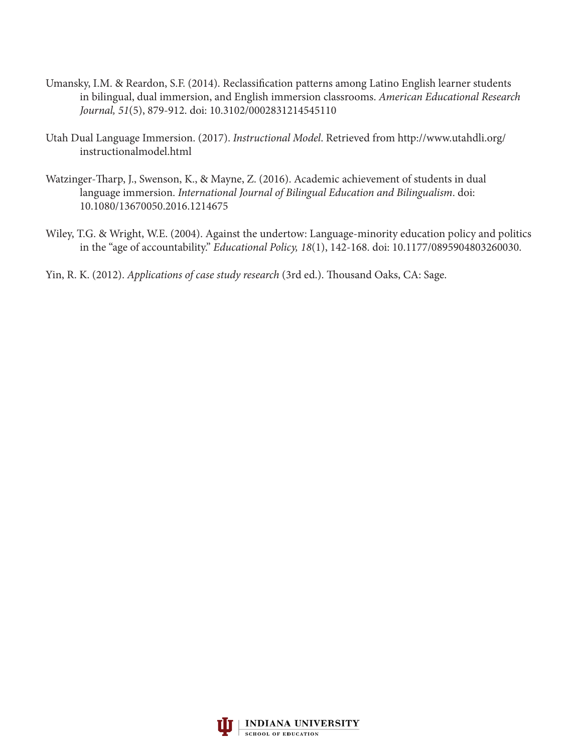Umansky, I.M. & Reardon, S.F. (2014). Reclassification patterns among Latino English learner students in bilingual, dual immersion, and English immersion classrooms. *American Educational Research Journal, 51*(5), 879-912. doi: 10.3102/0002831214545110

Utah Dual Language Immersion. (2017). *Instructional Model*. Retrieved from http://www.utahdli.org/instructionalmodel.html

Watzinger-Tharp, J., Swenson, K., & Mayne, Z. (2016). Academic achievement of students in dual language immersion. *International Journal of Bilingual Education and Bilingualism*. doi: 10.1080/13670050.2016.1214675

Wiley, T.G. & Wright, W.E. (2004). Against the undertow: Language-minority education policy and politics in the "age of accountability." *Educational Policy, 18*(1), 142-168. doi: 10.1177/0895904803260030.

Yin, R. K. (2012). *Applications of case study research* (3rd ed.). Thousand Oaks, CA: Sage.